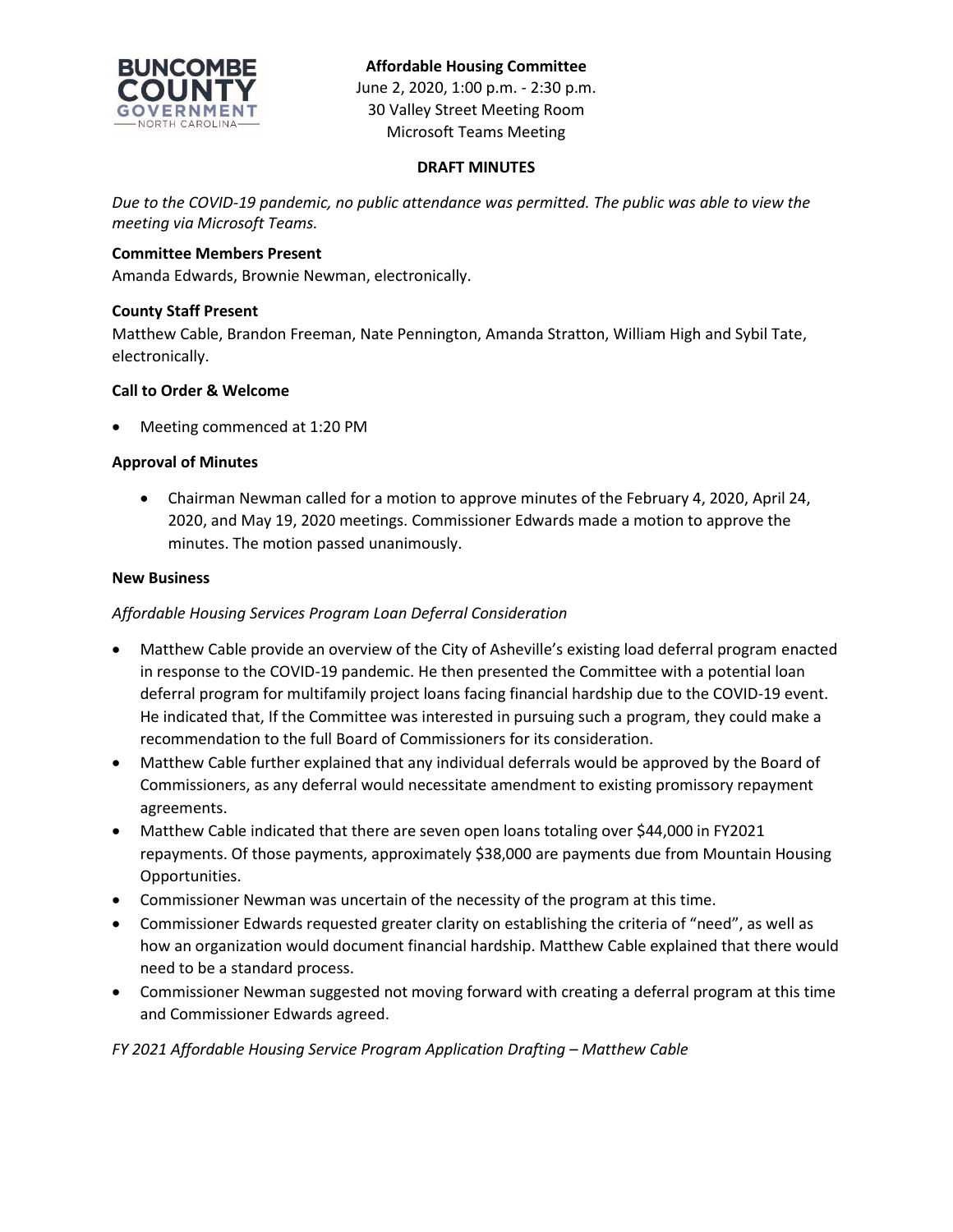**Affordable Housing Committee**
June 2, 2020, 1:00 p.m. - 2:30 p.m.
30 Valley Street Meeting Room
Microsoft Teams Meeting

**DRAFT MINUTES**

*Due to the COVID-19 pandemic, no public attendance was permitted. The public was able to view the meeting via Microsoft Teams.*

**Committee Members Present**

Amanda Edwards, Brownie Newman, electronically.

**County Staff Present**

Matthew Cable, Brandon Freeman, Nate Pennington, Amanda Stratton, William High and Sybil Tate, electronically.

**Call to Order & Welcome**

- Meeting commenced at 1:20 PM

**Approval of Minutes**

- Chairman Newman called for a motion to approve minutes of the February 4, 2020, April 24, 2020, and May 19, 2020 meetings. Commissioner Edwards made a motion to approve the minutes. The motion passed unanimously.

**New Business**

*Affordable Housing Services Program Loan Deferral Consideration*

- Matthew Cable provide an overview of the City of Asheville's existing load deferral program enacted in response to the COVID-19 pandemic. He then presented the Committee with a potential loan deferral program for multifamily project loans facing financial hardship due to the COVID-19 event. He indicated that, If the Committee was interested in pursuing such a program, they could make a recommendation to the full Board of Commissioners for its consideration.
- Matthew Cable further explained that any individual deferrals would be approved by the Board of Commissioners, as any deferral would necessitate amendment to existing promissory repayment agreements.
- Matthew Cable indicated that there are seven open loans totaling over $44,000 in FY2021 repayments. Of those payments, approximately $38,000 are payments due from Mountain Housing Opportunities.
- Commissioner Newman was uncertain of the necessity of the program at this time.
- Commissioner Edwards requested greater clarity on establishing the criteria of "need", as well as how an organization would document financial hardship. Matthew Cable explained that there would need to be a standard process.
- Commissioner Newman suggested not moving forward with creating a deferral program at this time and Commissioner Edwards agreed.

*FY 2021 Affordable Housing Service Program Application Drafting – Matthew Cable*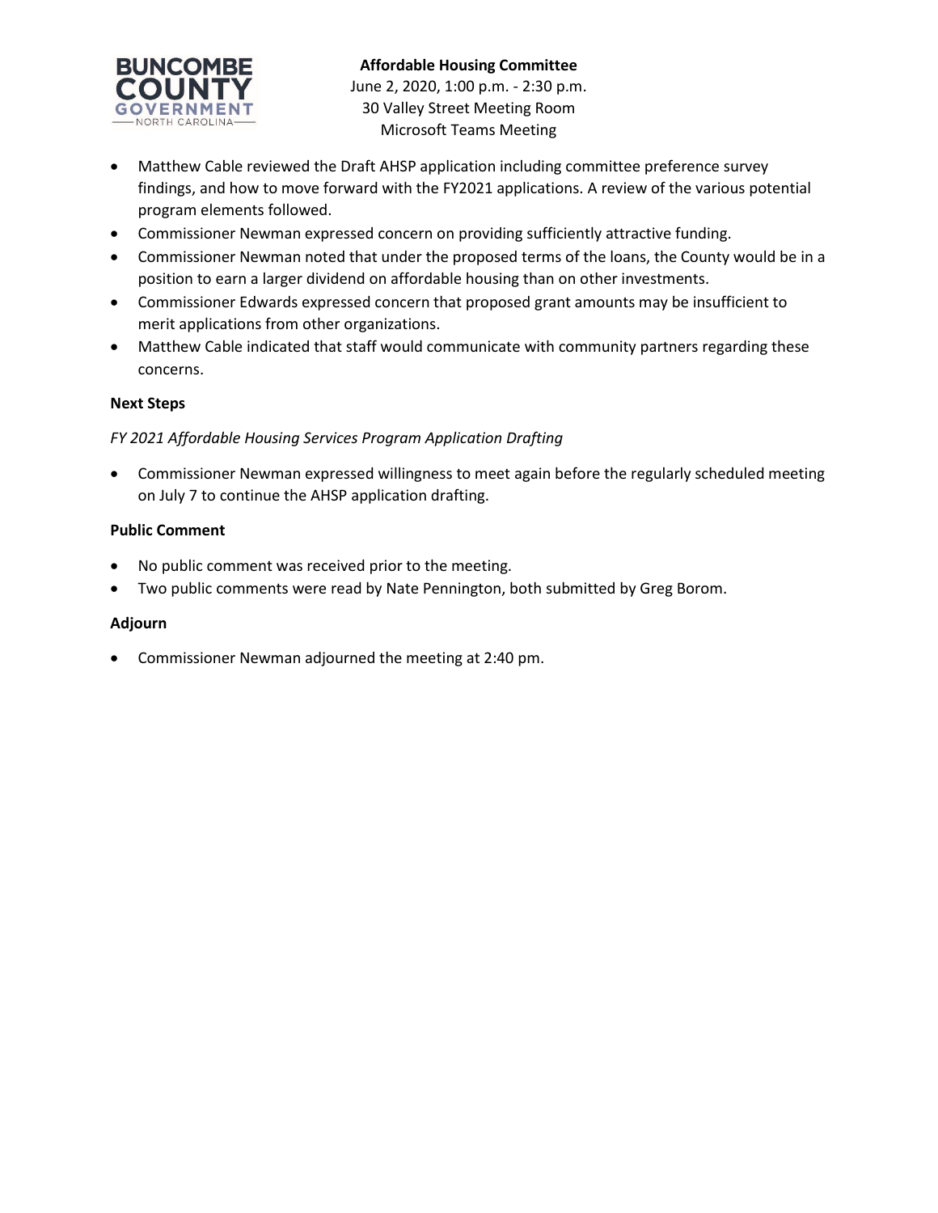- Matthew Cable reviewed the Draft AHSP application including committee preference survey findings, and how to move forward with the FY2021 applications. A review of the various potential program elements followed.
- Commissioner Newman expressed concern on providing sufficiently attractive funding.
- Commissioner Newman noted that under the proposed terms of the loans, the County would be in a position to earn a larger dividend on affordable housing than on other investments.
- Commissioner Edwards expressed concern that proposed grant amounts may be insufficient to merit applications from other organizations.
- Matthew Cable indicated that staff would communicate with community partners regarding these concerns.

**Next Steps**

*FY 2021 Affordable Housing Services Program Application Drafting*

- Commissioner Newman expressed willingness to meet again before the regularly scheduled meeting on July 7 to continue the AHSP application drafting.

**Public Comment**

- No public comment was received prior to the meeting.
- Two public comments were read by Nate Pennington, both submitted by Greg Borom.

**Adjourn**

- Commissioner Newman adjourned the meeting at 2:40 pm.